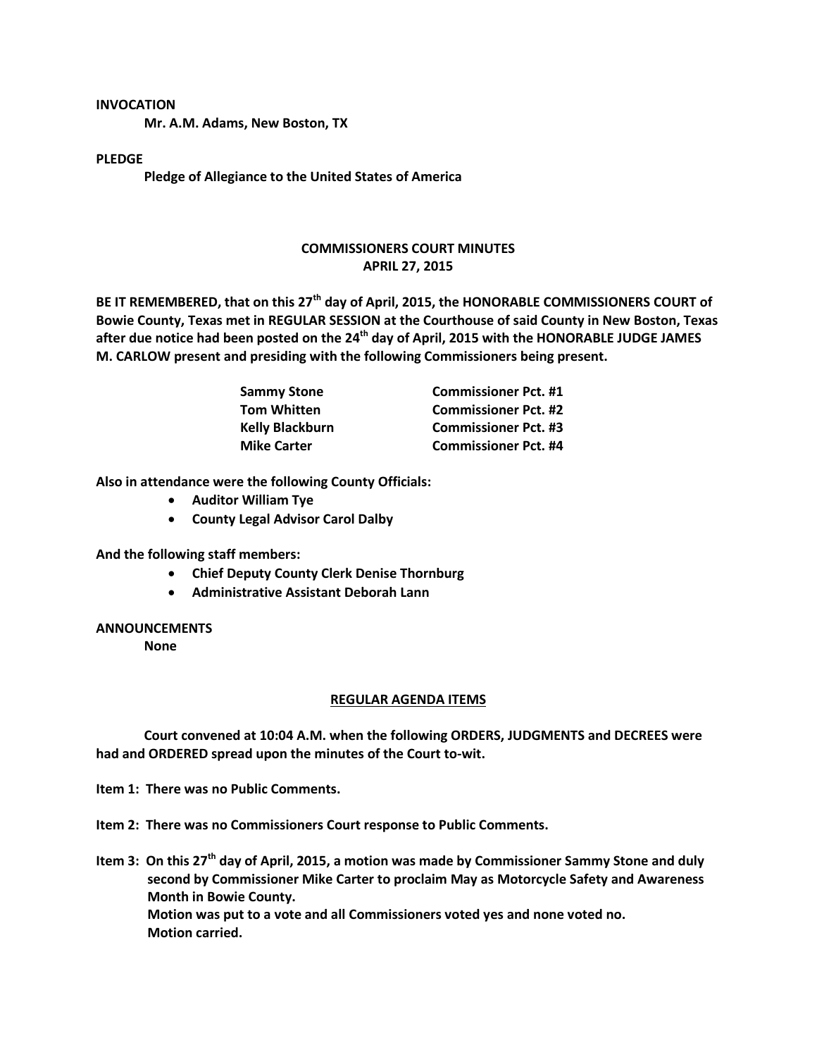**INVOCATION**

**Mr. A.M. Adams, New Boston, TX**

**PLEDGE**

**Pledge of Allegiance to the United States of America**

## COMMISSIONERS COURT MINUTES
## APRIL 27, 2015

**BE IT REMEMBERED, that on this 27th day of April, 2015, the HONORABLE COMMISSIONERS COURT of Bowie County, Texas met in REGULAR SESSION at the Courthouse of said County in New Boston, Texas after due notice had been posted on the 24th day of April, 2015 with the HONORABLE JUDGE JAMES M. CARLOW present and presiding with the following Commissioners being present.**

| | |
|---|---|
| **Sammy Stone** | **Commissioner Pct. #1** |
| **Tom Whitten** | **Commissioner Pct. #2** |
| **Kelly Blackburn** | **Commissioner Pct. #3** |
| **Mike Carter** | **Commissioner Pct. #4** |

**Also in attendance were the following County Officials:**

- **Auditor William Tye**
- **County Legal Advisor Carol Dalby**

**And the following staff members:**

- **Chief Deputy County Clerk Denise Thornburg**
- **Administrative Assistant Deborah Lann**

**ANNOUNCEMENTS**

**None**

**REGULAR AGENDA ITEMS**

**Court convened at 10:04 A.M. when the following ORDERS, JUDGMENTS and DECREES were had and ORDERED spread upon the minutes of the Court to-wit.**

**Item 1: There was no Public Comments.**

**Item 2: There was no Commissioners Court response to Public Comments.**

**Item 3: On this 27th day of April, 2015, a motion was made by Commissioner Sammy Stone and duly second by Commissioner Mike Carter to proclaim May as Motorcycle Safety and Awareness Month in Bowie County.**
**Motion was put to a vote and all Commissioners voted yes and none voted no.**
**Motion carried.**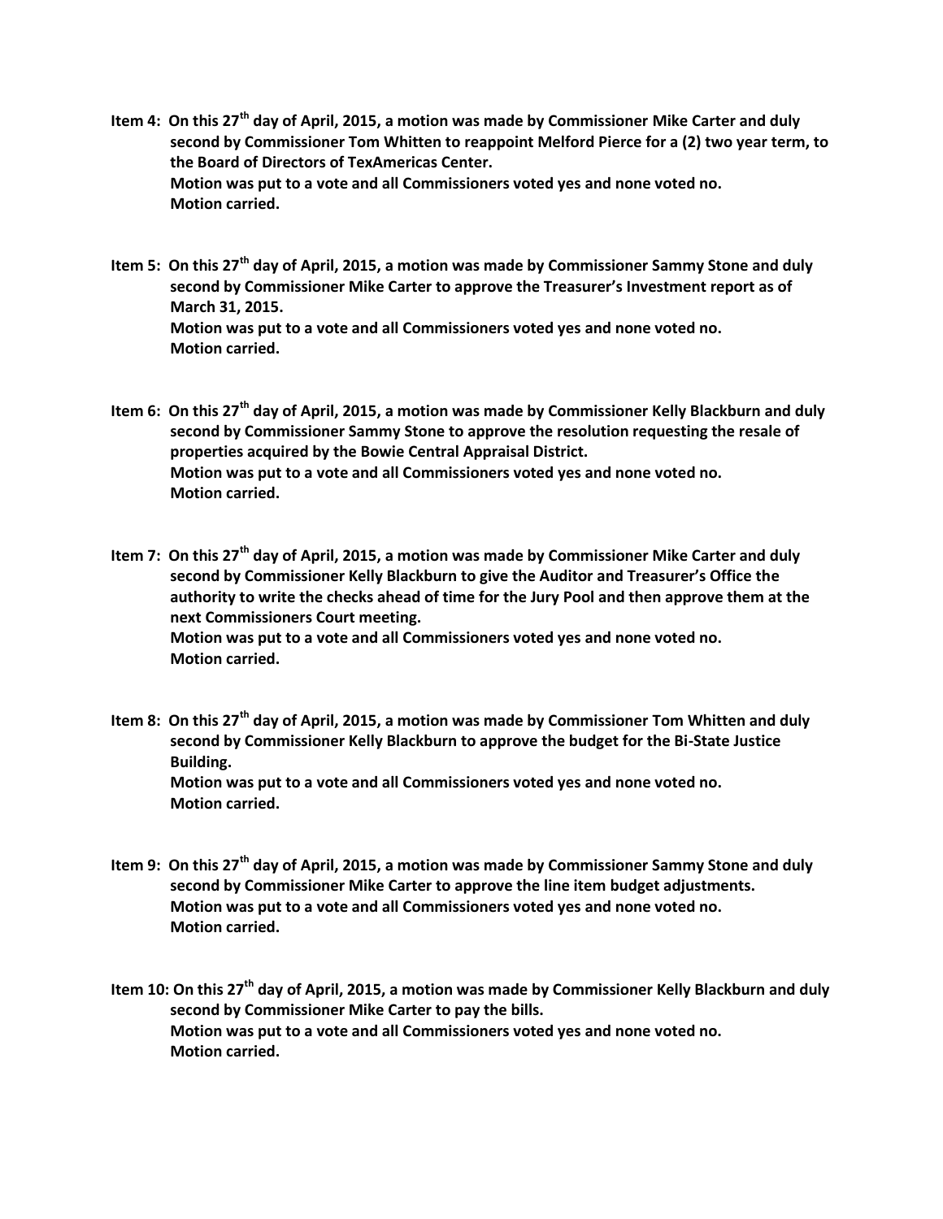**Item 4: On this 27th day of April, 2015, a motion was made by Commissioner Mike Carter and duly second by Commissioner Tom Whitten to reappoint Melford Pierce for a (2) two year term, to the Board of Directors of TexAmericas Center.**
**Motion was put to a vote and all Commissioners voted yes and none voted no.**
**Motion carried.**

**Item 5: On this 27th day of April, 2015, a motion was made by Commissioner Sammy Stone and duly second by Commissioner Mike Carter to approve the Treasurer's Investment report as of March 31, 2015.**
**Motion was put to a vote and all Commissioners voted yes and none voted no.**
**Motion carried.**

**Item 6: On this 27th day of April, 2015, a motion was made by Commissioner Kelly Blackburn and duly second by Commissioner Sammy Stone to approve the resolution requesting the resale of properties acquired by the Bowie Central Appraisal District.**
**Motion was put to a vote and all Commissioners voted yes and none voted no.**
**Motion carried.**

**Item 7: On this 27th day of April, 2015, a motion was made by Commissioner Mike Carter and duly second by Commissioner Kelly Blackburn to give the Auditor and Treasurer's Office the authority to write the checks ahead of time for the Jury Pool and then approve them at the next Commissioners Court meeting.**
**Motion was put to a vote and all Commissioners voted yes and none voted no.**
**Motion carried.**

**Item 8: On this 27th day of April, 2015, a motion was made by Commissioner Tom Whitten and duly second by Commissioner Kelly Blackburn to approve the budget for the Bi-State Justice Building.**
**Motion was put to a vote and all Commissioners voted yes and none voted no.**
**Motion carried.**

**Item 9: On this 27th day of April, 2015, a motion was made by Commissioner Sammy Stone and duly second by Commissioner Mike Carter to approve the line item budget adjustments.**
**Motion was put to a vote and all Commissioners voted yes and none voted no.**
**Motion carried.**

**Item 10: On this 27th day of April, 2015, a motion was made by Commissioner Kelly Blackburn and duly second by Commissioner Mike Carter to pay the bills.**
**Motion was put to a vote and all Commissioners voted yes and none voted no.**
**Motion carried.**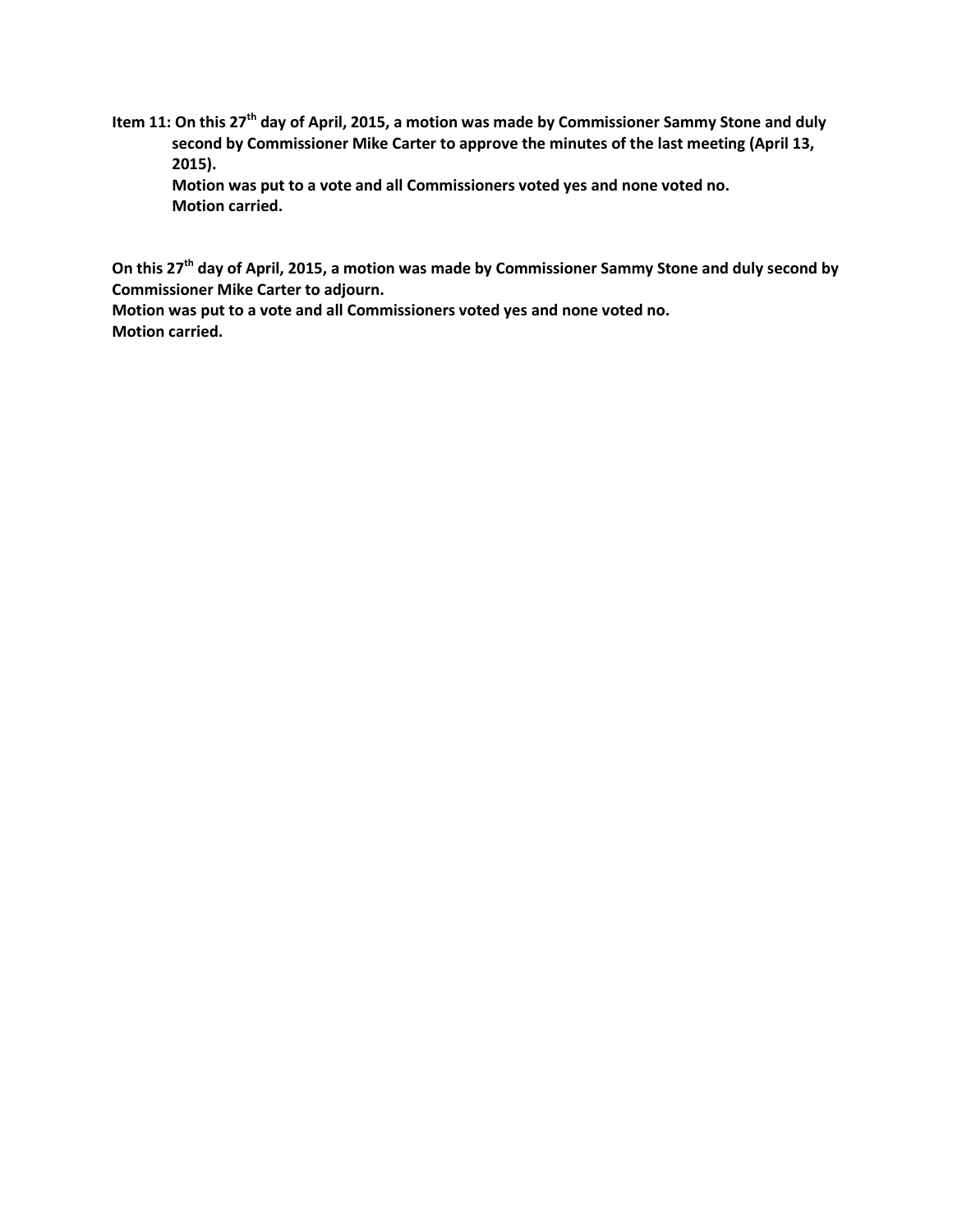**Item 11: On this 27th day of April, 2015, a motion was made by Commissioner Sammy Stone and duly second by Commissioner Mike Carter to approve the minutes of the last meeting (April 13, 2015).**
**Motion was put to a vote and all Commissioners voted yes and none voted no.**
**Motion carried.**

**On this 27th day of April, 2015, a motion was made by Commissioner Sammy Stone and duly second by Commissioner Mike Carter to adjourn.**
**Motion was put to a vote and all Commissioners voted yes and none voted no.**
**Motion carried.**